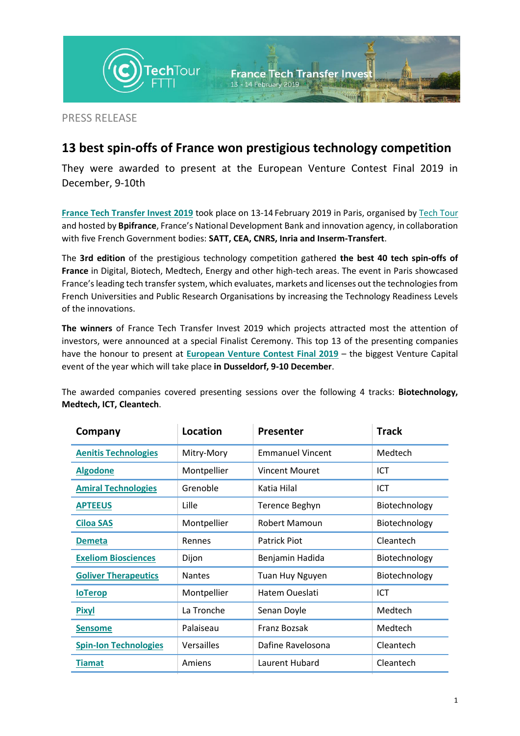PRESS RELEASE

# 13 best spin-offs of France won prestigious technology competition

They were awarded to present at the European Venture Contest Final 2019 in December, 9-10th

**France Tech Transfer Invest 2019** took place on 13-14 February 2019 in Paris, organised by Tech Tour and hosted by **Bpifrance**, France's National Development Bank and innovation agency, in collaboration with five French Government bodies: **SATT, CEA, CNRS, Inria and Inserm-Transfert**.

The **3rd edition** of the prestigious technology competition gathered **the best 40 tech spin-offs of France** in Digital, Biotech, Medtech, Energy and other high-tech areas. The event in Paris showcased France's leading tech transfer system, which evaluates, markets and licenses out the technologies from French Universities and Public Research Organisations by increasing the Technology Readiness Levels of the innovations.

**The winners** of France Tech Transfer Invest 2019 which projects attracted most the attention of investors, were announced at a special Finalist Ceremony. This top 13 of the presenting companies have the honour to present at **European Venture Contest Final 2019** – the biggest Venture Capital event of the year which will take place **in Dusseldorf, 9-10 December**.

The awarded companies covered presenting sessions over the following 4 tracks: **Biotechnology, Medtech, ICT, Cleantech**.

| Company | Location | Presenter | Track |
|---|---|---|---|
| **Aenitis Technologies** | Mitry-Mory | Emmanuel Vincent | Medtech |
| **Algodone** | Montpellier | Vincent Mouret | ICT |
| **Amiral Technologies** | Grenoble | Katia Hilal | ICT |
| **APTEEUS** | Lille | Terence Beghyn | Biotechnology |
| **Ciloa SAS** | Montpellier | Robert Mamoun | Biotechnology |
| **Demeta** | Rennes | Patrick Piot | Cleantech |
| **Exeliom Biosciences** | Dijon | Benjamin Hadida | Biotechnology |
| **Goliver Therapeutics** | Nantes | Tuan Huy Nguyen | Biotechnology |
| **IoTerop** | Montpellier | Hatem Oueslati | ICT |
| **Pixyl** | La Tronche | Senan Doyle | Medtech |
| **Sensome** | Palaiseau | Franz Bozsak | Medtech |
| **Spin-Ion Technologies** | Versailles | Dafine Ravelosona | Cleantech |
| **Tiamat** | Amiens | Laurent Hubard | Cleantech |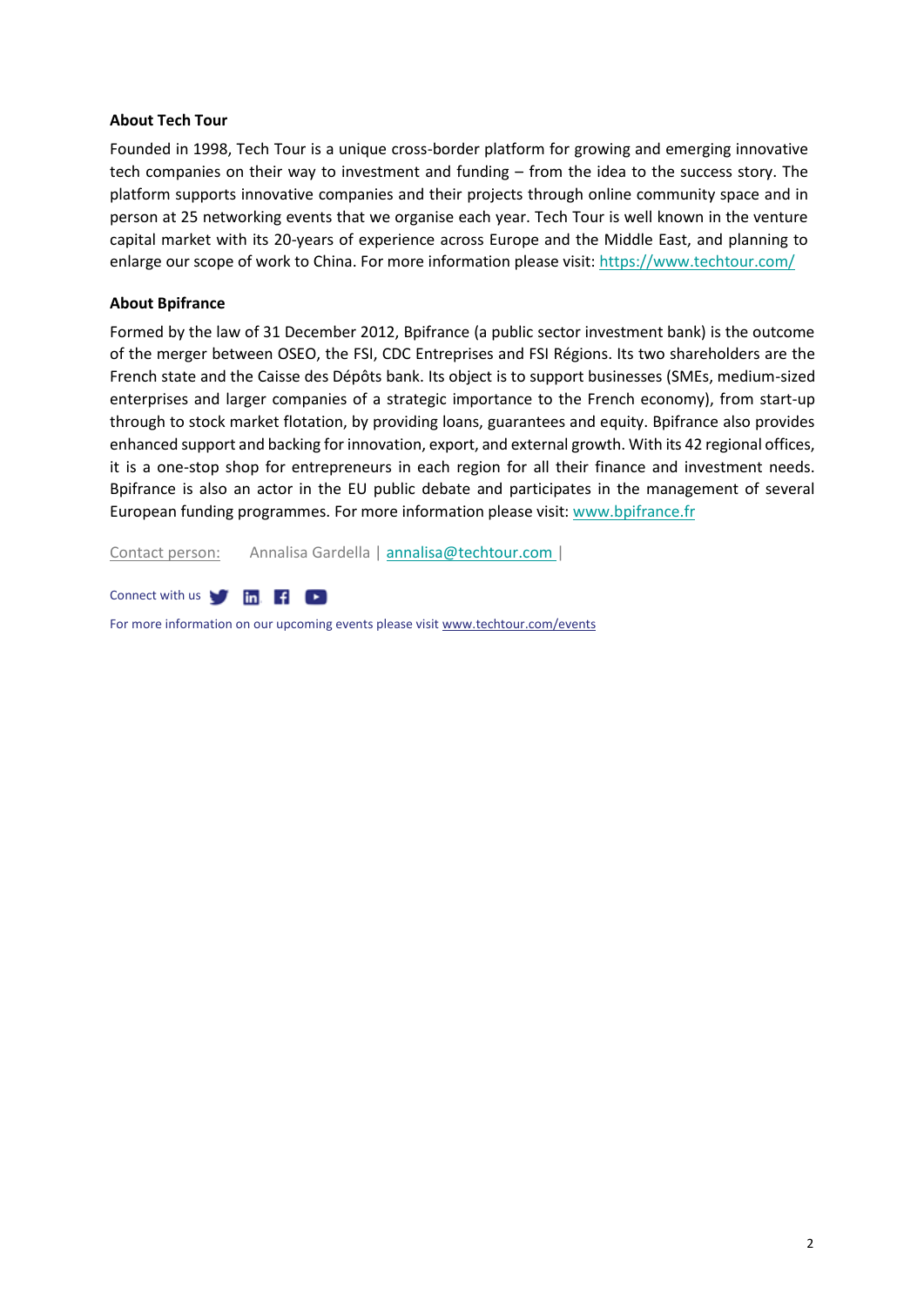**About Tech Tour**

Founded in 1998, Tech Tour is a unique cross-border platform for growing and emerging innovative tech companies on their way to investment and funding – from the idea to the success story. The platform supports innovative companies and their projects through online community space and in person at 25 networking events that we organise each year. Tech Tour is well known in the venture capital market with its 20-years of experience across Europe and the Middle East, and planning to enlarge our scope of work to China. For more information please visit: https://www.techtour.com/

**About Bpifrance**

Formed by the law of 31 December 2012, Bpifrance (a public sector investment bank) is the outcome of the merger between OSEO, the FSI, CDC Entreprises and FSI Régions. Its two shareholders are the French state and the Caisse des Dépôts bank. Its object is to support businesses (SMEs, medium-sized enterprises and larger companies of a strategic importance to the French economy), from start-up through to stock market flotation, by providing loans, guarantees and equity. Bpifrance also provides enhanced support and backing for innovation, export, and external growth. With its 42 regional offices, it is a one-stop shop for entrepreneurs in each region for all their finance and investment needs. Bpifrance is also an actor in the EU public debate and participates in the management of several European funding programmes. For more information please visit: www.bpifrance.fr

Contact person: Annalisa Gardella | annalisa@techtour.com |

Connect with us

For more information on our upcoming events please visit www.techtour.com/events